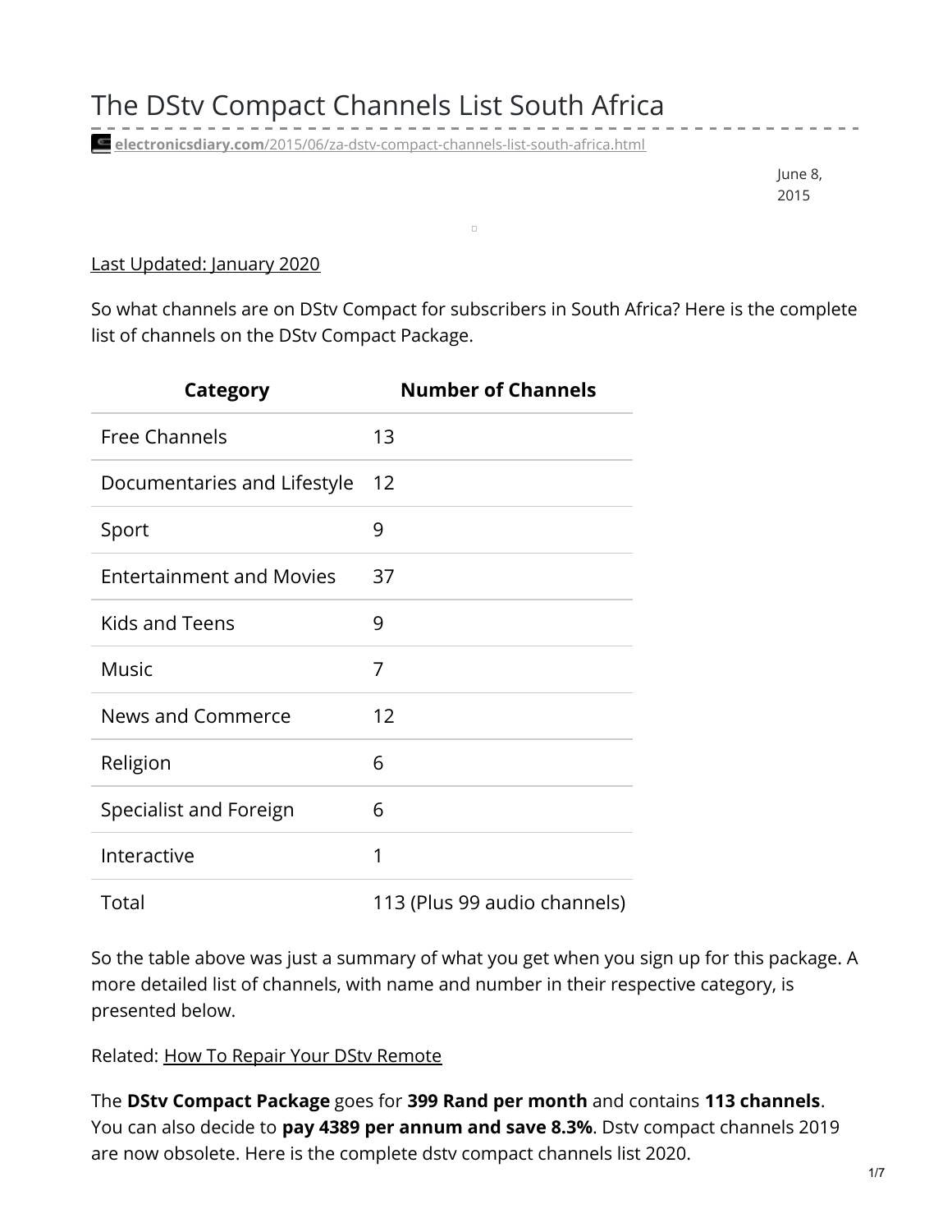# The DStv Compact Channels List South Africa

**electronicsdiary.com**/2015/06/za-dstv-compact-channels-list-south-africa.html

June 8, 2015

Last Updated: January 2020

So what channels are on DStv Compact for subscribers in South Africa? Here is the complete list of channels on the DStv Compact Package.

| Category | Number of Channels |
|---|---|
| Free Channels | 13 |
| Documentaries and Lifestyle | 12 |
| Sport | 9 |
| Entertainment and Movies | 37 |
| Kids and Teens | 9 |
| Music | 7 |
| News and Commerce | 12 |
| Religion | 6 |
| Specialist and Foreign | 6 |
| Interactive | 1 |
| Total | 113 (Plus 99 audio channels) |

So the table above was just a summary of what you get when you sign up for this package. A more detailed list of channels, with name and number in their respective category, is presented below.

Related: How To Repair Your DStv Remote

The **DStv Compact Package** goes for **399 Rand per month** and contains **113 channels**. You can also decide to **pay 4389 per annum and save 8.3%**. Dstv compact channels 2019 are now obsolete. Here is the complete dstv compact channels list 2020.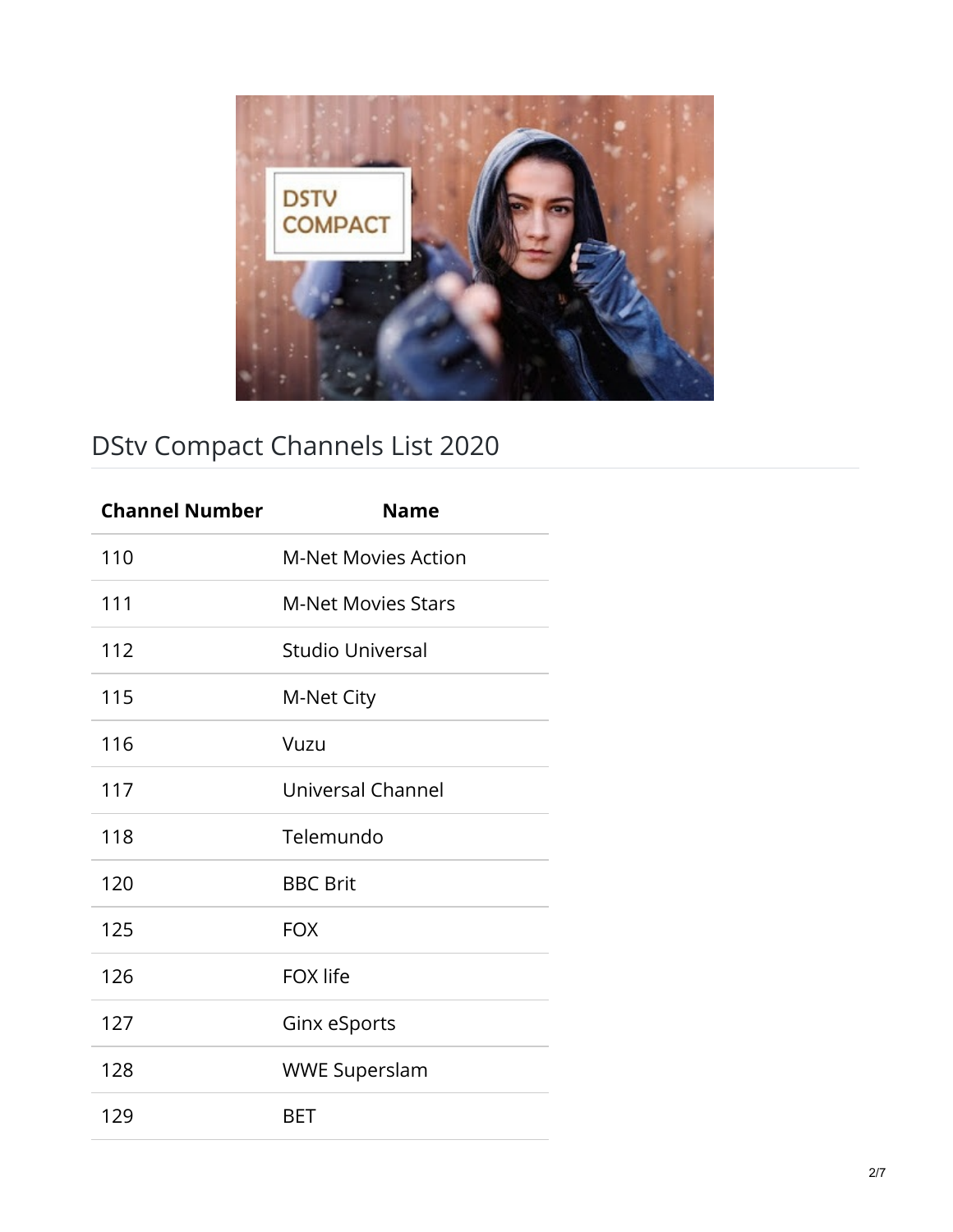## DStv Compact Channels List 2020

| Channel Number | Name |
| --- | --- |
| 110 | M-Net Movies Action |
| 111 | M-Net Movies Stars |
| 112 | Studio Universal |
| 115 | M-Net City |
| 116 | Vuzu |
| 117 | Universal Channel |
| 118 | Telemundo |
| 120 | BBC Brit |
| 125 | FOX |
| 126 | FOX life |
| 127 | Ginx eSports |
| 128 | WWE Superslam |
| 129 | BET |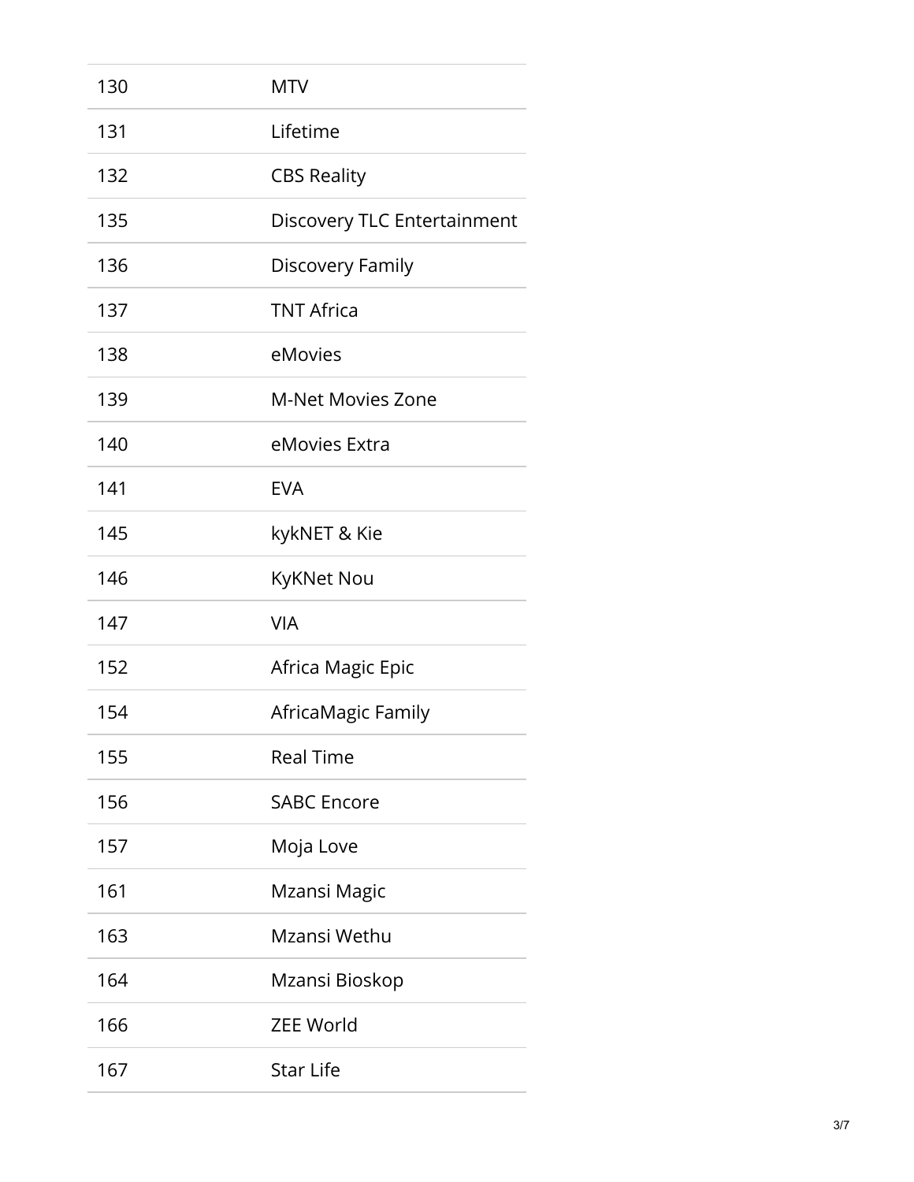| | |
|---|---|
| 130 | MTV |
| 131 | Lifetime |
| 132 | CBS Reality |
| 135 | Discovery TLC Entertainment |
| 136 | Discovery Family |
| 137 | TNT Africa |
| 138 | eMovies |
| 139 | M-Net Movies Zone |
| 140 | eMovies Extra |
| 141 | EVA |
| 145 | kykNET & Kie |
| 146 | KyKNet Nou |
| 147 | VIA |
| 152 | Africa Magic Epic |
| 154 | AfricaMagic Family |
| 155 | Real Time |
| 156 | SABC Encore |
| 157 | Moja Love |
| 161 | Mzansi Magic |
| 163 | Mzansi Wethu |
| 164 | Mzansi Bioskop |
| 166 | ZEE World |
| 167 | Star Life |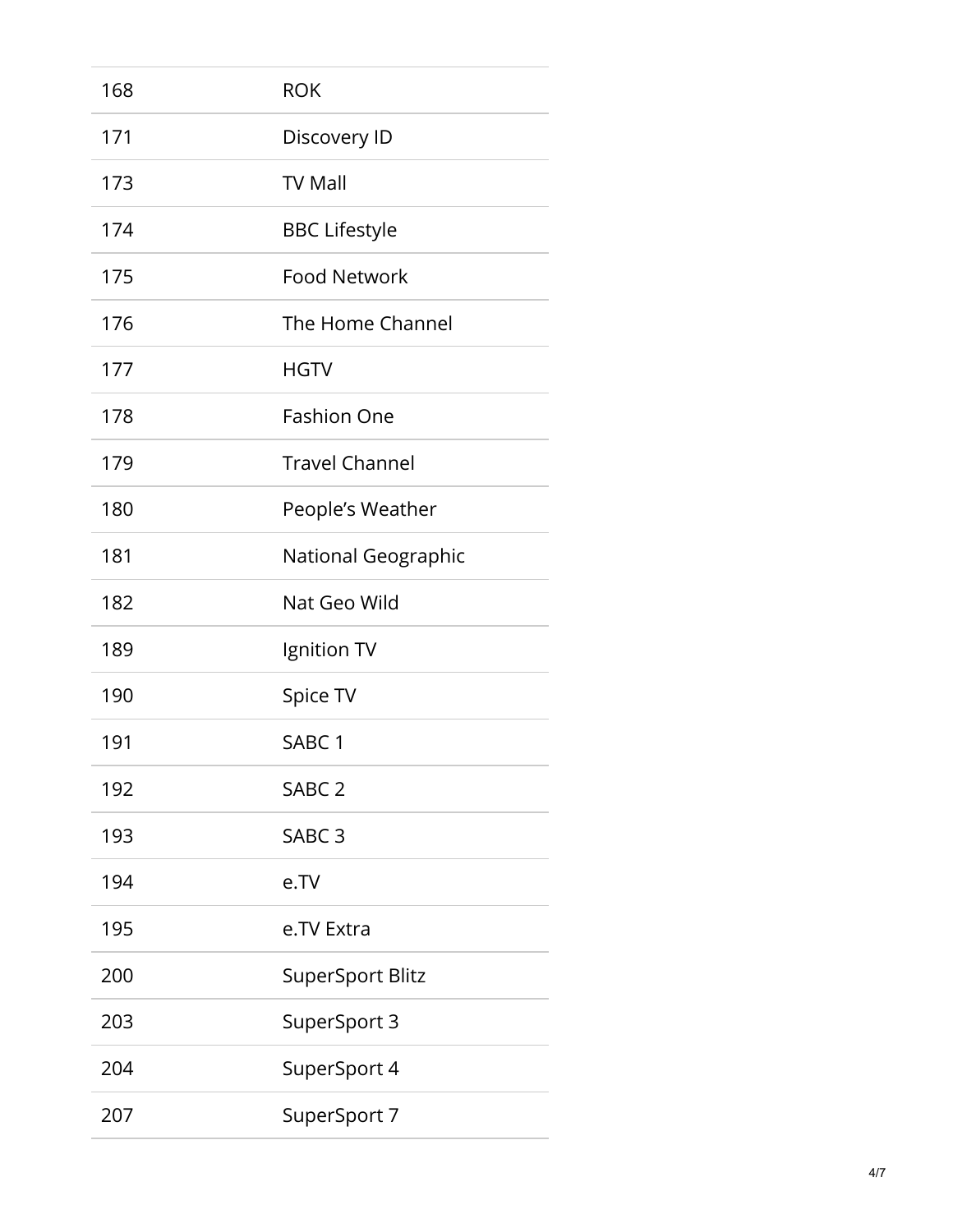| | |
|---|---|
| 168 | ROK |
| 171 | Discovery ID |
| 173 | TV Mall |
| 174 | BBC Lifestyle |
| 175 | Food Network |
| 176 | The Home Channel |
| 177 | HGTV |
| 178 | Fashion One |
| 179 | Travel Channel |
| 180 | People’s Weather |
| 181 | National Geographic |
| 182 | Nat Geo Wild |
| 189 | Ignition TV |
| 190 | Spice TV |
| 191 | SABC 1 |
| 192 | SABC 2 |
| 193 | SABC 3 |
| 194 | e.TV |
| 195 | e.TV Extra |
| 200 | SuperSport Blitz |
| 203 | SuperSport 3 |
| 204 | SuperSport 4 |
| 207 | SuperSport 7 |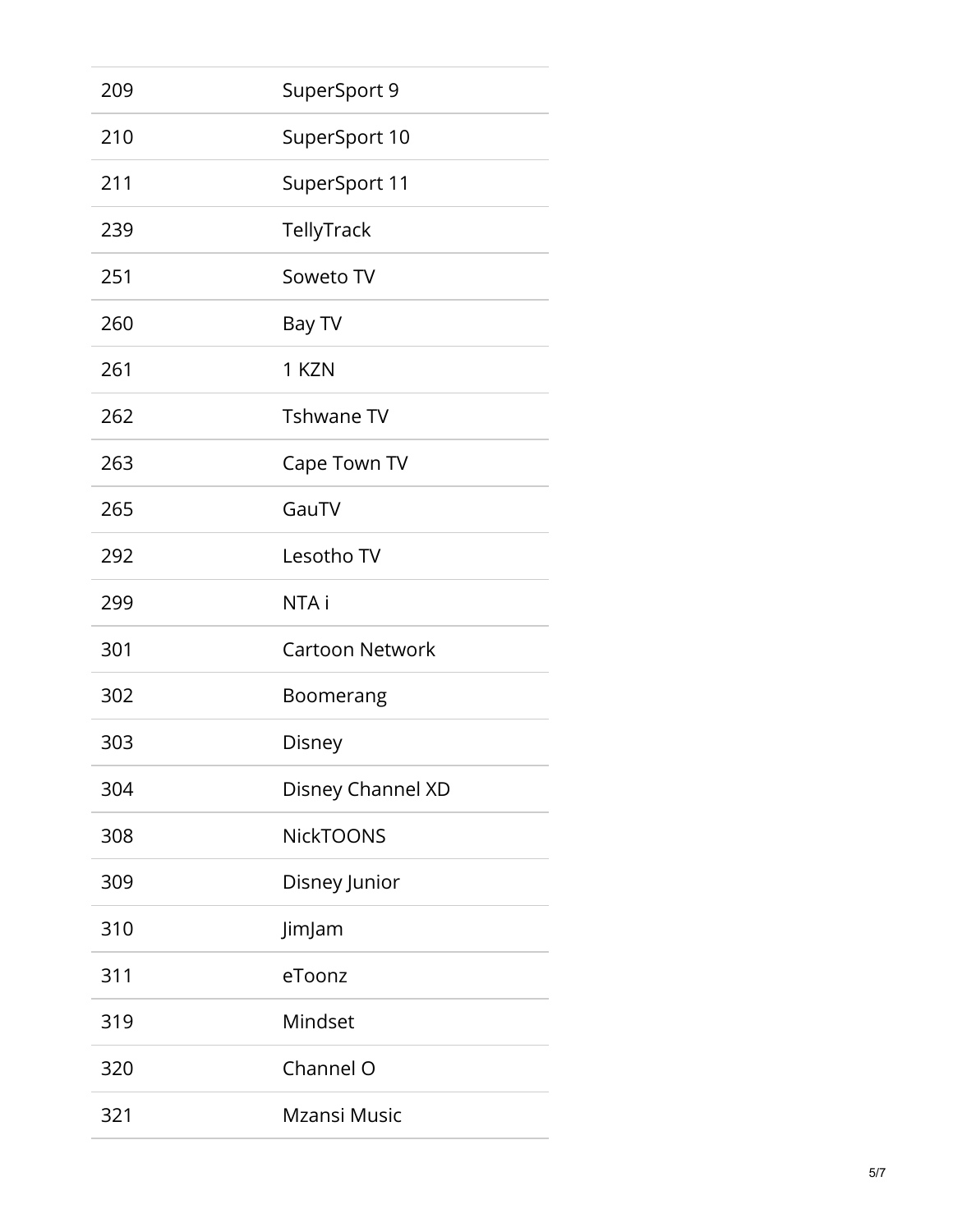| | |
|---|---|
| 209 | SuperSport 9 |
| 210 | SuperSport 10 |
| 211 | SuperSport 11 |
| 239 | TellyTrack |
| 251 | Soweto TV |
| 260 | Bay TV |
| 261 | 1 KZN |
| 262 | Tshwane TV |
| 263 | Cape Town TV |
| 265 | GauTV |
| 292 | Lesotho TV |
| 299 | NTA i |
| 301 | Cartoon Network |
| 302 | Boomerang |
| 303 | Disney |
| 304 | Disney Channel XD |
| 308 | NickTOONS |
| 309 | Disney Junior |
| 310 | JimJam |
| 311 | eToonz |
| 319 | Mindset |
| 320 | Channel O |
| 321 | Mzansi Music |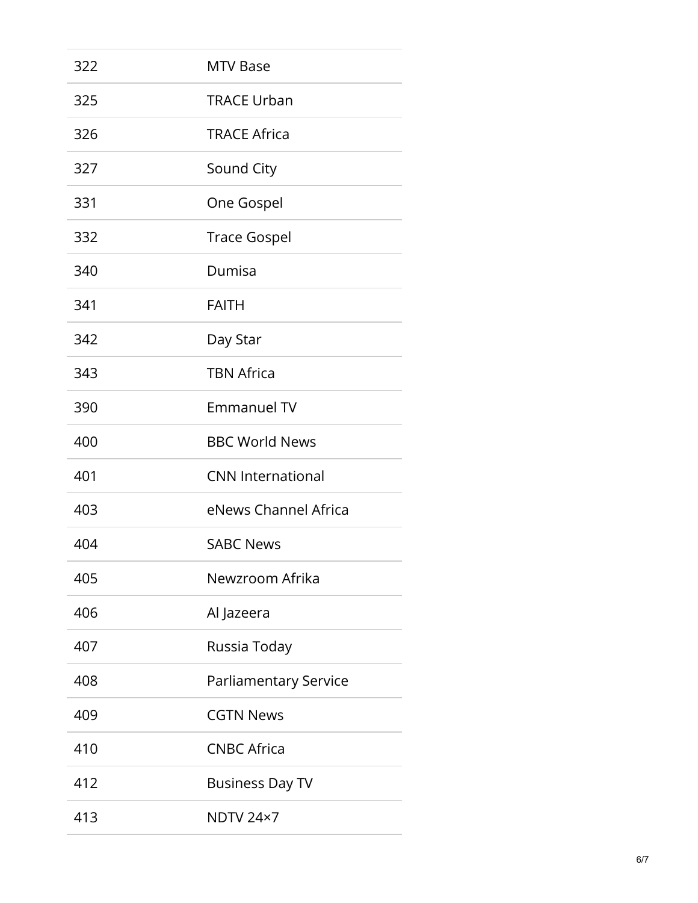| | |
|---|---|
| 322 | MTV Base |
| 325 | TRACE Urban |
| 326 | TRACE Africa |
| 327 | Sound City |
| 331 | One Gospel |
| 332 | Trace Gospel |
| 340 | Dumisa |
| 341 | FAITH |
| 342 | Day Star |
| 343 | TBN Africa |
| 390 | Emmanuel TV |
| 400 | BBC World News |
| 401 | CNN International |
| 403 | eNews Channel Africa |
| 404 | SABC News |
| 405 | Newzroom Afrika |
| 406 | Al Jazeera |
| 407 | Russia Today |
| 408 | Parliamentary Service |
| 409 | CGTN News |
| 410 | CNBC Africa |
| 412 | Business Day TV |
| 413 | NDTV 24×7 |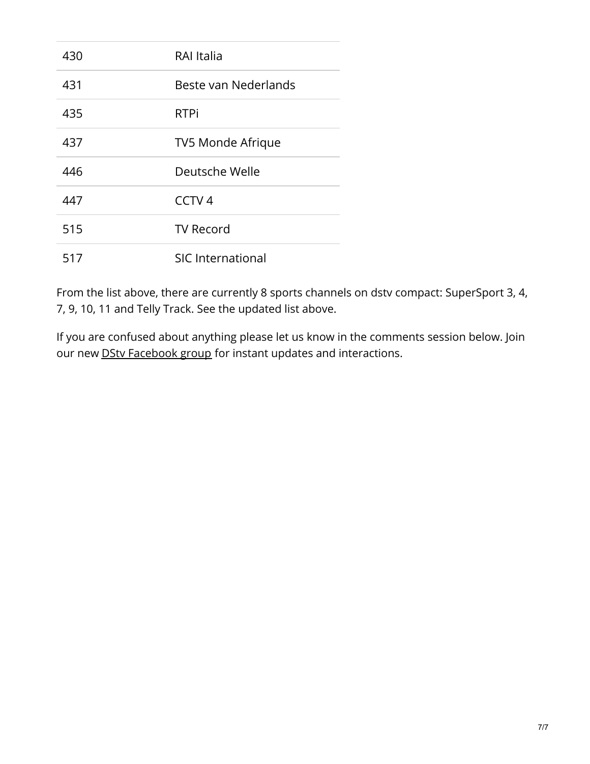| | |
|---|---|
| 430 | RAI Italia |
| 431 | Beste van Nederlands |
| 435 | RTPi |
| 437 | TV5 Monde Afrique |
| 446 | Deutsche Welle |
| 447 | CCTV 4 |
| 515 | TV Record |
| 517 | SIC International |

From the list above, there are currently 8 sports channels on dstv compact: SuperSport 3, 4, 7, 9, 10, 11 and Telly Track. See the updated list above.

If you are confused about anything please let us know in the comments session below. Join our new DStv Facebook group for instant updates and interactions.